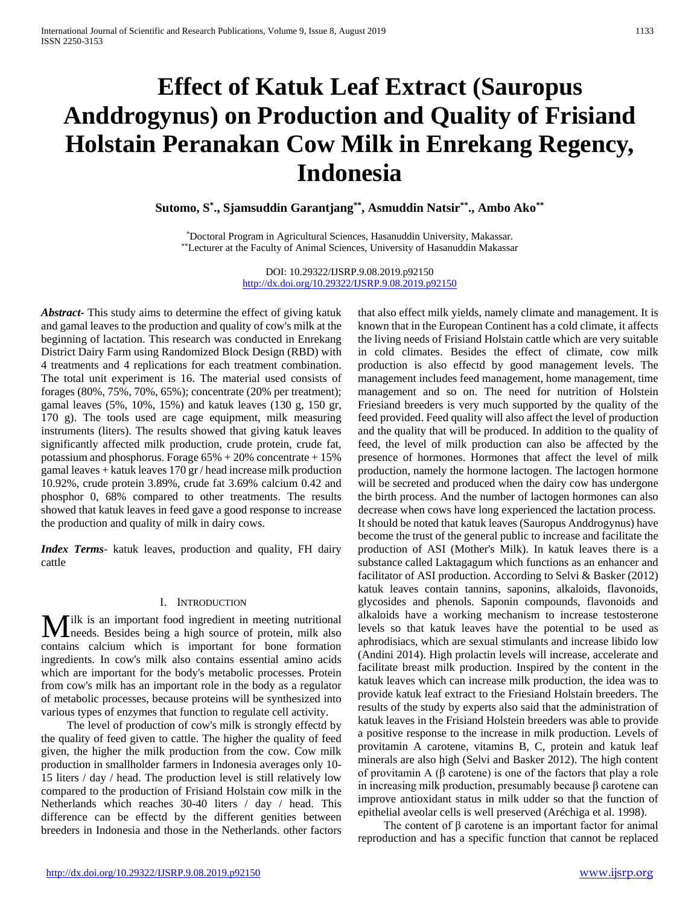# Effect of Katuk Leaf Extract (Sauropus Anddrogynus) on Production and Quality of Frisiand Holstain Peranakan Cow Milk in Enrekang Regency, Indonesia

**Sutomo, S[*]., Sjamsuddin Garantjang[**], Asmuddin Natsir[**]., Ambo Ako[**]**

[*]Doctoral Program in Agricultural Sciences, Hasanuddin University, Makassar.
[**]Lecturer at the Faculty of Animal Sciences, University of Hasanuddin Makassar

DOI: 10.29322/IJSRP.9.08.2019.p92150
http://dx.doi.org/10.29322/IJSRP.9.08.2019.p92150

***Abstract-*** This study aims to determine the effect of giving katuk and gamal leaves to the production and quality of cow's milk at the beginning of lactation. This research was conducted in Enrekang District Dairy Farm using Randomized Block Design (RBD) with 4 treatments and 4 replications for each treatment combination. The total unit experiment is 16. The material used consists of forages (80%, 75%, 70%, 65%); concentrate (20% per treatment); gamal leaves (5%, 10%, 15%) and katuk leaves (130 g, 150 gr, 170 g). The tools used are cage equipment, milk measuring instruments (liters). The results showed that giving katuk leaves significantly affected milk production, crude protein, crude fat, potassium and phosphorus. Forage 65% + 20% concentrate + 15% gamal leaves + katuk leaves 170 gr / head increase milk production 10.92%, crude protein 3.89%, crude fat 3.69% calcium 0.42 and phosphor 0, 68% compared to other treatments. The results showed that katuk leaves in feed gave a good response to increase the production and quality of milk in dairy cows.

***Index Terms*-** katuk leaves, production and quality, FH dairy cattle

## I. Introduction

Milk is an important food ingredient in meeting nutritional needs. Besides being a high source of protein, milk also contains calcium which is important for bone formation ingredients. In cow's milk also contains essential amino acids which are important for the body's metabolic processes. Protein from cow's milk has an important role in the body as a regulator of metabolic processes, because proteins will be synthesized into various types of enzymes that function to regulate cell activity.

The level of production of cow's milk is strongly effectd by the quality of feed given to cattle. The higher the quality of feed given, the higher the milk production from the cow. Cow milk production in smallholder farmers in Indonesia averages only 10-15 liters / day / head. The production level is still relatively low compared to the production of Frisiand Holstain cow milk in the Netherlands which reaches 30-40 liters / day / head. This difference can be effectd by the different genities between breeders in Indonesia and those in the Netherlands. other factors that also effect milk yields, namely climate and management. It is known that in the European Continent has a cold climate, it affects the living needs of Frisiand Holstain cattle which are very suitable in cold climates. Besides the effect of climate, cow milk production is also effectd by good management levels. The management includes feed management, home management, time management and so on. The need for nutrition of Holstein Friesiand breeders is very much supported by the quality of the feed provided. Feed quality will also affect the level of production and the quality that will be produced. In addition to the quality of feed, the level of milk production can also be affected by the presence of hormones. Hormones that affect the level of milk production, namely the hormone lactogen. The lactogen hormone will be secreted and produced when the dairy cow has undergone the birth process. And the number of lactogen hormones can also decrease when cows have long experienced the lactation process. It should be noted that katuk leaves (Sauropus Anddrogynus) have become the trust of the general public to increase and facilitate the production of ASI (Mother's Milk). In katuk leaves there is a substance called Laktagagum which functions as an enhancer and facilitator of ASI production. According to Selvi & Basker (2012) katuk leaves contain tannins, saponins, alkaloids, flavonoids, glycosides and phenols. Saponin compounds, flavonoids and alkaloids have a working mechanism to increase testosterone levels so that katuk leaves have the potential to be used as aphrodisiacs, which are sexual stimulants and increase libido low (Andini 2014). High prolactin levels will increase, accelerate and facilitate breast milk production. Inspired by the content in the katuk leaves which can increase milk production, the idea was to provide katuk leaf extract to the Friesiand Holstain breeders. The results of the study by experts also said that the administration of katuk leaves in the Frisiand Holstein breeders was able to provide a positive response to the increase in milk production. Levels of provitamin A carotene, vitamins B, C, protein and katuk leaf minerals are also high (Selvi and Basker 2012). The high content of provitamin A (β carotene) is one of the factors that play a role in increasing milk production, presumably because β carotene can improve antioxidant status in milk udder so that the function of epithelial aveolar cells is well preserved (Aréchiga et al. 1998).

The content of β carotene is an important factor for animal reproduction and has a specific function that cannot be replaced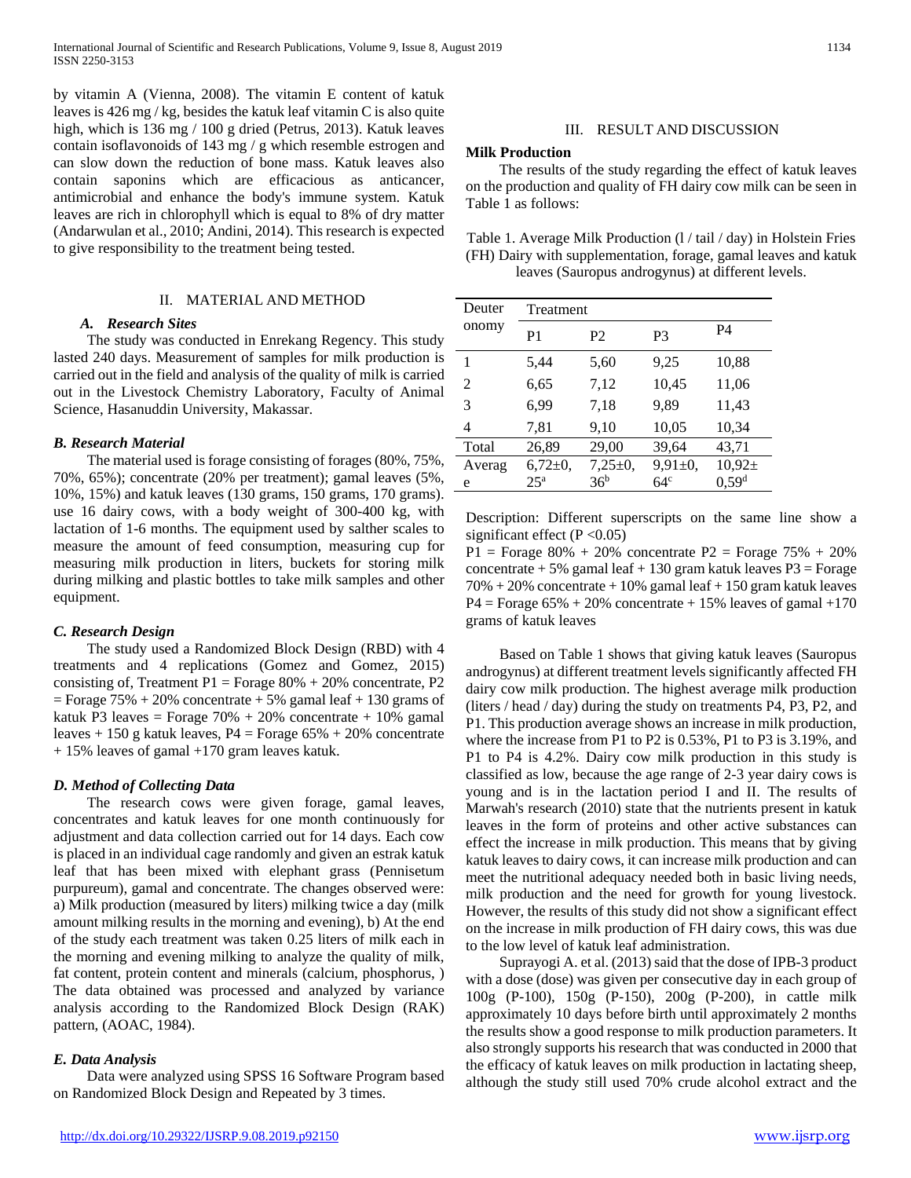by vitamin A (Vienna, 2008). The vitamin E content of katuk leaves is 426 mg / kg, besides the katuk leaf vitamin C is also quite high, which is 136 mg / 100 g dried (Petrus, 2013). Katuk leaves contain isoflavonoids of 143 mg / g which resemble estrogen and can slow down the reduction of bone mass. Katuk leaves also contain saponins which are efficacious as anticancer, antimicrobial and enhance the body's immune system. Katuk leaves are rich in chlorophyll which is equal to 8% of dry matter (Andarwulan et al., 2010; Andini, 2014). This research is expected to give responsibility to the treatment being tested.

## II. MATERIAL AND METHOD

### *A. Research Sites*

The study was conducted in Enrekang Regency. This study lasted 240 days. Measurement of samples for milk production is carried out in the field and analysis of the quality of milk is carried out in the Livestock Chemistry Laboratory, Faculty of Animal Science, Hasanuddin University, Makassar.

### *B. Research Material*

The material used is forage consisting of forages (80%, 75%, 70%, 65%); concentrate (20% per treatment); gamal leaves (5%, 10%, 15%) and katuk leaves (130 grams, 150 grams, 170 grams). use 16 dairy cows, with a body weight of 300-400 kg, with lactation of 1-6 months. The equipment used by salther scales to measure the amount of feed consumption, measuring cup for measuring milk production in liters, buckets for storing milk during milking and plastic bottles to take milk samples and other equipment.

### *C. Research Design*

The study used a Randomized Block Design (RBD) with 4 treatments and 4 replications (Gomez and Gomez, 2015) consisting of, Treatment P1 = Forage 80% + 20% concentrate, P2 = Forage 75% + 20% concentrate + 5% gamal leaf + 130 grams of katuk P3 leaves = Forage 70% + 20% concentrate + 10% gamal leaves + 150 g katuk leaves, P4 = Forage 65% + 20% concentrate + 15% leaves of gamal +170 gram leaves katuk.

### *D. Method of Collecting Data*

The research cows were given forage, gamal leaves, concentrates and katuk leaves for one month continuously for adjustment and data collection carried out for 14 days. Each cow is placed in an individual cage randomly and given an estrak katuk leaf that has been mixed with elephant grass (Pennisetum purpureum), gamal and concentrate. The changes observed were: a) Milk production (measured by liters) milking twice a day (milk amount milking results in the morning and evening), b) At the end of the study each treatment was taken 0.25 liters of milk each in the morning and evening milking to analyze the quality of milk, fat content, protein content and minerals (calcium, phosphorus, ) The data obtained was processed and analyzed by variance analysis according to the Randomized Block Design (RAK) pattern, (AOAC, 1984).

### *E. Data Analysis*

Data were analyzed using SPSS 16 Software Program based on Randomized Block Design and Repeated by 3 times.

## III. RESULT AND DISCUSSION

**Milk Production**

The results of the study regarding the effect of katuk leaves on the production and quality of FH dairy cow milk can be seen in Table 1 as follows:

Table 1. Average Milk Production (l / tail / day) in Holstein Fries (FH) Dairy with supplementation, forage, gamal leaves and katuk leaves (Sauropus androgynus) at different levels.

| Deuteronomy | Treatment | | | |
|---|---|---|---|---|
| | P1 | P2 | P3 | P4 |
| 1 | 5,44 | 5,60 | 9,25 | 10,88 |
| 2 | 6,65 | 7,12 | 10,45 | 11,06 |
| 3 | 6,99 | 7,18 | 9,89 | 11,43 |
| 4 | 7,81 | 9,10 | 10,05 | 10,34 |
| Total | 26,89 | 29,00 | 39,64 | 43,71 |
| Average | 6,72±0,25[a] | 7,25±0,36[b] | 9,91±0,64[c] | 10,92±0,59[d] |

Description: Different superscripts on the same line show a significant effect ($P < 0.05$)

P1 = Forage 80% + 20% concentrate P2 = Forage 75% + 20% concentrate + 5% gamal leaf + 130 gram katuk leaves P3 = Forage 70% + 20% concentrate + 10% gamal leaf + 150 gram katuk leaves P4 = Forage 65% + 20% concentrate + 15% leaves of gamal +170 grams of katuk leaves

Based on Table 1 shows that giving katuk leaves (Sauropus androgynus) at different treatment levels significantly affected FH dairy cow milk production. The highest average milk production (liters / head / day) during the study on treatments P4, P3, P2, and P1. This production average shows an increase in milk production, where the increase from P1 to P2 is 0.53%, P1 to P3 is 3.19%, and P1 to P4 is 4.2%. Dairy cow milk production in this study is classified as low, because the age range of 2-3 year dairy cows is young and is in the lactation period I and II. The results of Marwah's research (2010) state that the nutrients present in katuk leaves in the form of proteins and other active substances can effect the increase in milk production. This means that by giving katuk leaves to dairy cows, it can increase milk production and can meet the nutritional adequacy needed both in basic living needs, milk production and the need for growth for young livestock. However, the results of this study did not show a significant effect on the increase in milk production of FH dairy cows, this was due to the low level of katuk leaf administration.

Suprayogi A. et al. (2013) said that the dose of IPB-3 product with a dose (dose) was given per consecutive day in each group of 100g (P-100), 150g (P-150), 200g (P-200), in cattle milk approximately 10 days before birth until approximately 2 months the results show a good response to milk production parameters. It also strongly supports his research that was conducted in 2000 that the efficacy of katuk leaves on milk production in lactating sheep, although the study still used 70% crude alcohol extract and the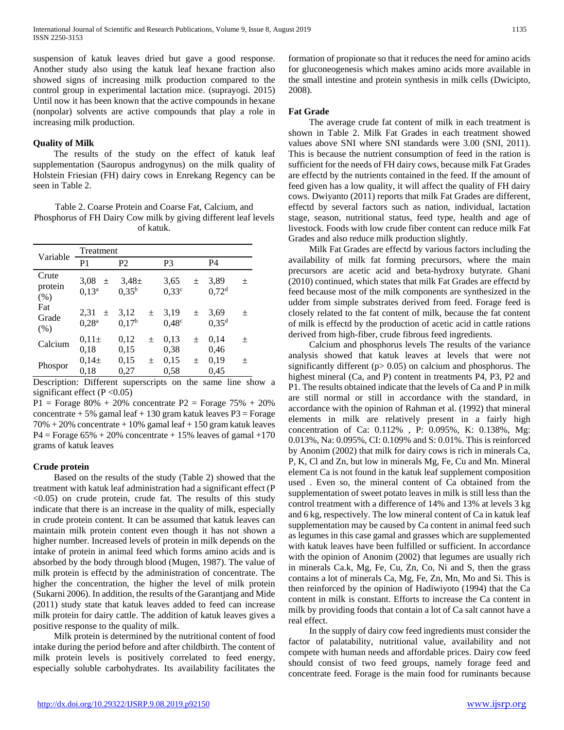suspension of katuk leaves dried but gave a good response. Another study also using the katuk leaf hexane fraction also showed signs of increasing milk production compared to the control group in experimental lactation mice. (suprayogi. 2015) Until now it has been known that the active compounds in hexane (nonpolar) solvents are active compounds that play a role in increasing milk production.

### Quality of Milk

The results of the study on the effect of katuk leaf supplementation (Sauropus androgynus) on the milk quality of Holstein Friesian (FH) dairy cows in Enrekang Regency can be seen in Table 2.

Table 2. Coarse Protein and Coarse Fat, Calcium, and Phosphorus of FH Dairy Cow milk by giving different leaf levels of katuk.

| Variable | Treatment | | | |
|---|---|---|---|---|
| | P1 | P2 | P3 | P4 |
| Crute protein (%) | 3,08 ± 0,13[a] | 3,48± 0,35[b] | 3,65 ± 0,33[c] | 3,89 ± 0,72[d] |
| Fat Grade (%) | 2,31 ± 0,28[a] | 3,12 ± 0,17[b] | 3,19 ± 0,48[c] | 3,69 ± 0,35[d] |
| Calcium | 0,11± 0,18 | 0,12 ± 0,15 | 0,13 ± 0,38 | 0,14 ± 0,46 |
| Phospor | 0,14± 0,18 | 0,15 ± 0,27 | 0,15 ± 0,58 | 0,19 ± 0,45 |

Description: Different superscripts on the same line show a significant effect ($P < 0.05$)

P1 = Forage 80% + 20% concentrate P2 = Forage 75% + 20% concentrate + 5% gamal leaf + 130 gram katuk leaves P3 = Forage 70% + 20% concentrate + 10% gamal leaf + 150 gram katuk leaves P4 = Forage 65% + 20% concentrate + 15% leaves of gamal +170 grams of katuk leaves

### Crude protein

Based on the results of the study (Table 2) showed that the treatment with katuk leaf administration had a significant effect ($P < 0.05$) on crude protein, crude fat. The results of this study indicate that there is an increase in the quality of milk, especially in crude protein content. It can be assumed that katuk leaves can maintain milk protein content even though it has not shown a higher number. Increased levels of protein in milk depends on the intake of protein in animal feed which forms amino acids and is absorbed by the body through blood (Mugen, 1987). The value of milk protein is effectd by the administration of concentrate. The higher the concentration, the higher the level of milk protein (Sukarni 2006). In addition, the results of the Garantjang and Mide (2011) study state that katuk leaves added to feed can increase milk protein for dairy cattle. The addition of katuk leaves gives a positive response to the quality of milk.

Milk protein is determined by the nutritional content of food intake during the period before and after childbirth. The content of milk protein levels is positively correlated to feed energy, especially soluble carbohydrates. Its availability facilitates the formation of propionate so that it reduces the need for amino acids for gluconeogenesis which makes amino acids more available in the small intestine and protein synthesis in milk cells (Dwicipto, 2008).

### Fat Grade

The average crude fat content of milk in each treatment is shown in Table 2. Milk Fat Grades in each treatment showed values above SNI where SNI standards were 3.00 (SNI, 2011). This is because the nutrient consumption of feed in the ration is sufficient for the needs of FH dairy cows, because milk Fat Grades are effectd by the nutrients contained in the feed. If the amount of feed given has a low quality, it will affect the quality of FH dairy cows. Dwiyanto (2011) reports that milk Fat Grades are different, effectd by several factors such as nation, individual, lactation stage, season, nutritional status, feed type, health and age of livestock. Foods with low crude fiber content can reduce milk Fat Grades and also reduce milk production slightly.

Milk Fat Grades are effectd by various factors including the availability of milk fat forming precursors, where the main precursors are acetic acid and beta-hydroxy butyrate. Ghani (2010) continued, which states that milk Fat Grades are effectd by feed because most of the milk components are synthesized in the udder from simple substrates derived from feed. Forage feed is closely related to the fat content of milk, because the fat content of milk is effectd by the production of acetic acid in cattle rations derived from high-fiber, crude fibrous feed ingredients.

Calcium and phosphorus levels The results of the variance analysis showed that katuk leaves at levels that were not significantly different ($p > 0.05$) on calcium and phosphorus. The highest mineral (Ca, and P) content in treatments P4, P3, P2 and P1. The results obtained indicate that the levels of Ca and P in milk are still normal or still in accordance with the standard, in accordance with the opinion of Rahman et al. (1992) that mineral elements in milk are relatively present in a fairly high concentration of Ca: 0.112% , P: 0.095%, K: 0.138%, Mg: 0.013%, Na: 0.095%, CI: 0.109% and S: 0.01%. This is reinforced by Anonim (2002) that milk for dairy cows is rich in minerals Ca, P, K, Cl and Zn, but low in minerals Mg, Fe, Cu and Mn. Mineral element Ca is not found in the katuk leaf supplement composition used . Even so, the mineral content of Ca obtained from the supplementation of sweet potato leaves in milk is still less than the control treatment with a difference of 14% and 13% at levels 3 kg and 6 kg, respectively. The low mineral content of Ca in katuk leaf supplementation may be caused by Ca content in animal feed such as legumes in this case gamal and grasses which are supplemented with katuk leaves have been fulfilled or sufficient. In accordance with the opinion of Anonim (2002) that legumes are usually rich in minerals Ca.k, Mg, Fe, Cu, Zn, Co, Ni and S, then the grass contains a lot of minerals Ca, Mg, Fe, Zn, Mn, Mo and Si. This is then reinforced by the opinion of Hadiwiyoto (1994) that the Ca content in milk is constant. Efforts to increase the Ca content in milk by providing foods that contain a lot of Ca salt cannot have a real effect.

In the supply of dairy cow feed ingredients must consider the factor of palatability, nutritional value, availability and not compete with human needs and affordable prices. Dairy cow feed should consist of two feed groups, namely forage feed and concentrate feed. Forage is the main food for ruminants because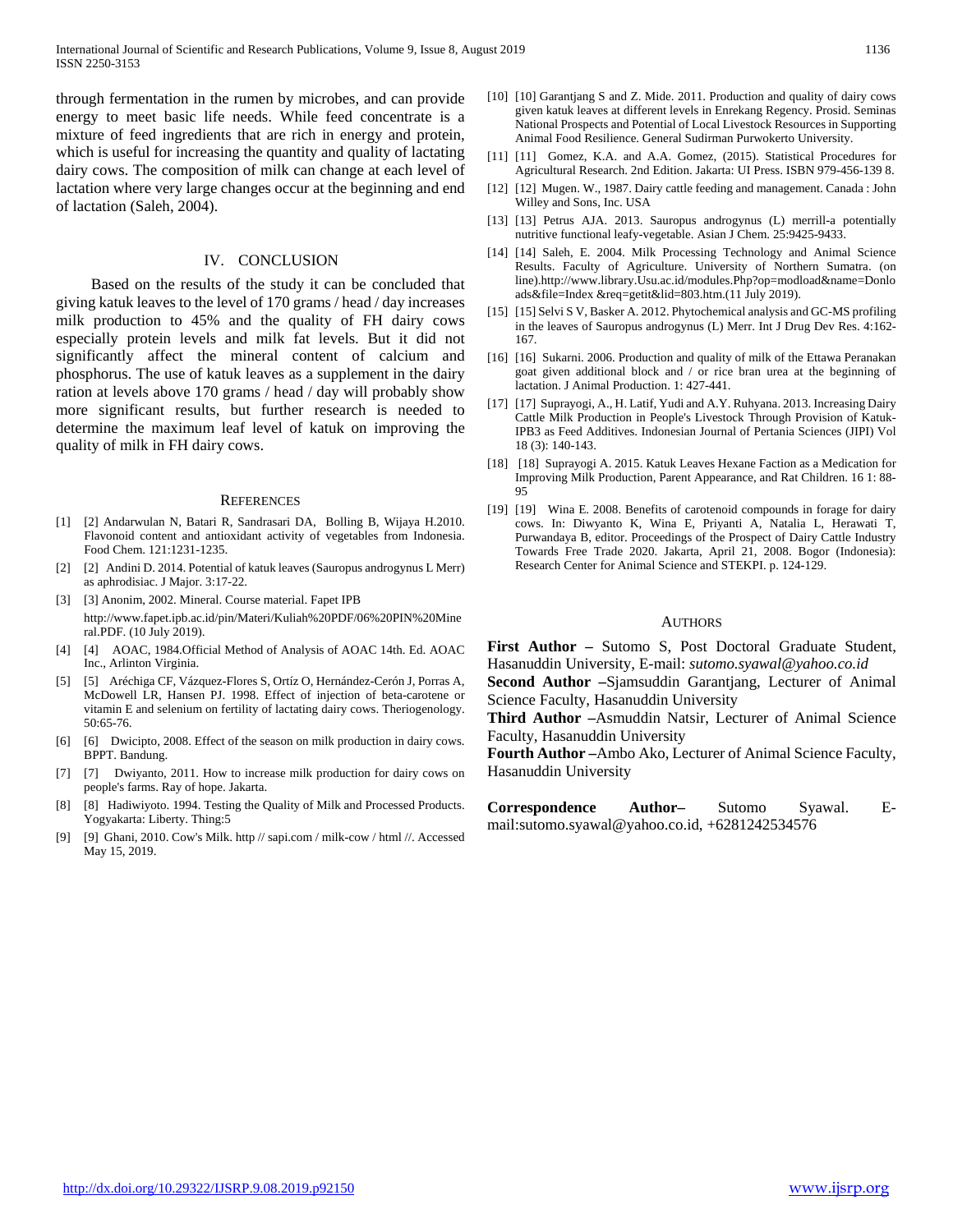through fermentation in the rumen by microbes, and can provide energy to meet basic life needs. While feed concentrate is a mixture of feed ingredients that are rich in energy and protein, which is useful for increasing the quantity and quality of lactating dairy cows. The composition of milk can change at each level of lactation where very large changes occur at the beginning and end of lactation (Saleh, 2004).

## IV. CONCLUSION

Based on the results of the study it can be concluded that giving katuk leaves to the level of 170 grams / head / day increases milk production to 45% and the quality of FH dairy cows especially protein levels and milk fat levels. But it did not significantly affect the mineral content of calcium and phosphorus. The use of katuk leaves as a supplement in the dairy ration at levels above 170 grams / head / day will probably show more significant results, but further research is needed to determine the maximum leaf level of katuk on improving the quality of milk in FH dairy cows.

## REFERENCES

[1] [2] Andarwulan N, Batari R, Sandrasari DA, Bolling B, Wijaya H.2010. Flavonoid content and antioxidant activity of vegetables from Indonesia. Food Chem. 121:1231-1235.

[2] [2] Andini D. 2014. Potential of katuk leaves (Sauropus androgynus L Merr) as aphrodisiac. J Major. 3:17-22.

[3] [3] Anonim, 2002. Mineral. Course material. Fapet IPB http://www.fapet.ipb.ac.id/pin/Materi/Kuliah%20PDF/06%20PIN%20Mineral.PDF. (10 July 2019).

[4] [4] AOAC, 1984.Official Method of Analysis of AOAC 14th. Ed. AOAC Inc., Arlinton Virginia.

[5] [5] Aréchiga CF, Vázquez-Flores S, Ortíz O, Hernández-Cerón J, Porras A, McDowell LR, Hansen PJ. 1998. Effect of injection of beta-carotene or vitamin E and selenium on fertility of lactating dairy cows. Theriogenology. 50:65-76.

[6] [6] Dwicipto, 2008. Effect of the season on milk production in dairy cows. BPPT. Bandung.

[7] [7] Dwiyanto, 2011. How to increase milk production for dairy cows on people's farms. Ray of hope. Jakarta.

[8] [8] Hadiwiyoto. 1994. Testing the Quality of Milk and Processed Products. Yogyakarta: Liberty. Thing:5

[9] [9] Ghani, 2010. Cow's Milk. http // sapi.com / milk-cow / html //. Accessed May 15, 2019.

[10] [10] Garantjang S and Z. Mide. 2011. Production and quality of dairy cows given katuk leaves at different levels in Enrekang Regency. Prosid. Seminas National Prospects and Potential of Local Livestock Resources in Supporting Animal Food Resilience. General Sudirman Purwokerto University.

[11] [11] Gomez, K.A. and A.A. Gomez, (2015). Statistical Procedures for Agricultural Research. 2nd Edition. Jakarta: UI Press. ISBN 979-456-139 8.

[12] [12] Mugen. W., 1987. Dairy cattle feeding and management. Canada : John Willey and Sons, Inc. USA

[13] [13] Petrus AJA. 2013. Sauropus androgynus (L) merrill-a potentially nutritive functional leafy-vegetable. Asian J Chem. 25:9425-9433.

[14] [14] Saleh, E. 2004. Milk Processing Technology and Animal Science Results. Faculty of Agriculture. University of Northern Sumatra. (on line).http://www.library.Usu.ac.id/modules.Php?op=modload&name=Donloads&file=Index &req=getit&lid=803.htm.(11 July 2019).

[15] [15] Selvi S V, Basker A. 2012. Phytochemical analysis and GC-MS profiling in the leaves of Sauropus androgynus (L) Merr. Int J Drug Dev Res. 4:162-167.

[16] [16] Sukarni. 2006. Production and quality of milk of the Ettawa Peranakan goat given additional block and / or rice bran urea at the beginning of lactation. J Animal Production. 1: 427-441.

[17] [17] Suprayogi, A., H. Latif, Yudi and A.Y. Ruhyana. 2013. Increasing Dairy Cattle Milk Production in People's Livestock Through Provision of Katuk-IPB3 as Feed Additives. Indonesian Journal of Pertania Sciences (JIPI) Vol 18 (3): 140-143.

[18] [18] Suprayogi A. 2015. Katuk Leaves Hexane Faction as a Medication for Improving Milk Production, Parent Appearance, and Rat Children. 16 1: 88-95

[19] [19] Wina E. 2008. Benefits of carotenoid compounds in forage for dairy cows. In: Diwyanto K, Wina E, Priyanti A, Natalia L, Herawati T, Purwandaya B, editor. Proceedings of the Prospect of Dairy Cattle Industry Towards Free Trade 2020. Jakarta, April 21, 2008. Bogor (Indonesia): Research Center for Animal Science and STEKPI. p. 124-129.

## AUTHORS

**First Author –** Sutomo S, Post Doctoral Graduate Student, Hasanuddin University, E-mail: *sutomo.syawal@yahoo.co.id*

**Second Author –**Sjamsuddin Garantjang, Lecturer of Animal Science Faculty, Hasanuddin University

**Third Author –**Asmuddin Natsir, Lecturer of Animal Science Faculty, Hasanuddin University

**Fourth Author –**Ambo Ako, Lecturer of Animal Science Faculty, Hasanuddin University

**Correspondence Author–** Sutomo Syawal. E-mail:sutomo.syawal@yahoo.co.id, +6281242534576